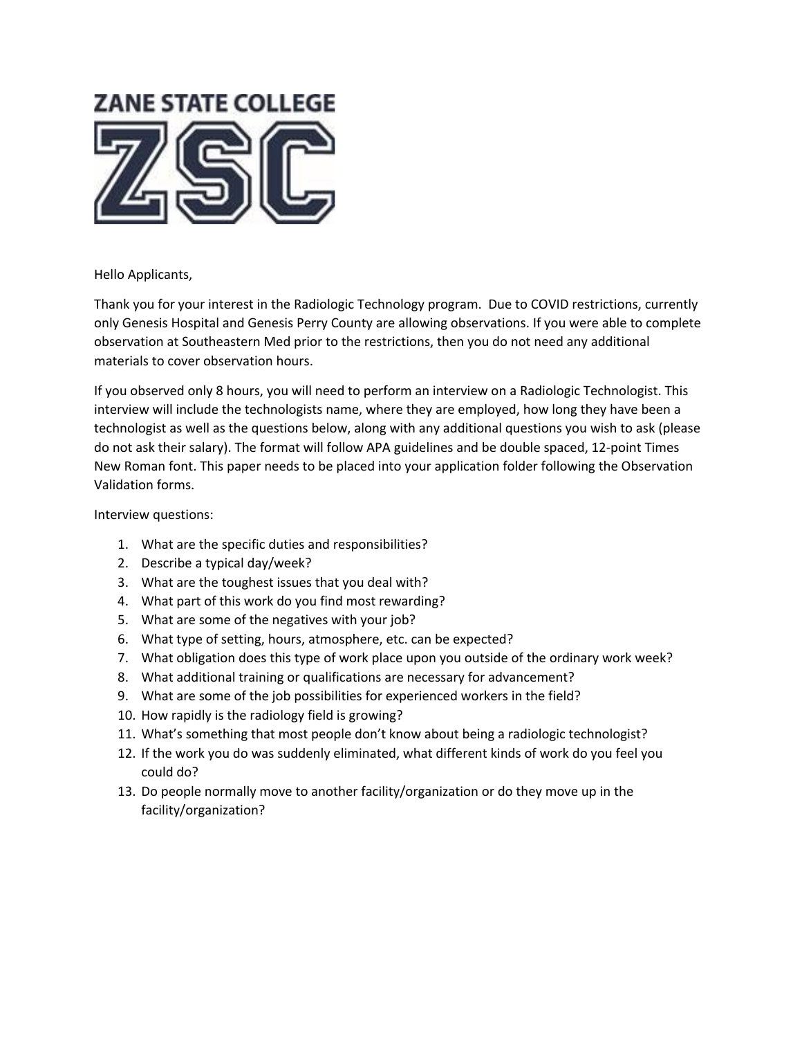# ZANE STATE COLLEGE

# ZSC

Hello Applicants,

Thank you for your interest in the Radiologic Technology program. Due to COVID restrictions, currently only Genesis Hospital and Genesis Perry County are allowing observations. If you were able to complete observation at Southeastern Med prior to the restrictions, then you do not need any additional materials to cover observation hours.

If you observed only 8 hours, you will need to perform an interview on a Radiologic Technologist. This interview will include the technologists name, where they are employed, how long they have been a technologist as well as the questions below, along with any additional questions you wish to ask (please do not ask their salary). The format will follow APA guidelines and be double spaced, 12-point Times New Roman font. This paper needs to be placed into your application folder following the Observation Validation forms.

Interview questions:

1. What are the specific duties and responsibilities?
2. Describe a typical day/week?
3. What are the toughest issues that you deal with?
4. What part of this work do you find most rewarding?
5. What are some of the negatives with your job?
6. What type of setting, hours, atmosphere, etc. can be expected?
7. What obligation does this type of work place upon you outside of the ordinary work week?
8. What additional training or qualifications are necessary for advancement?
9. What are some of the job possibilities for experienced workers in the field?
10. How rapidly is the radiology field is growing?
11. What's something that most people don't know about being a radiologic technologist?
12. If the work you do was suddenly eliminated, what different kinds of work do you feel you could do?
13. Do people normally move to another facility/organization or do they move up in the facility/organization?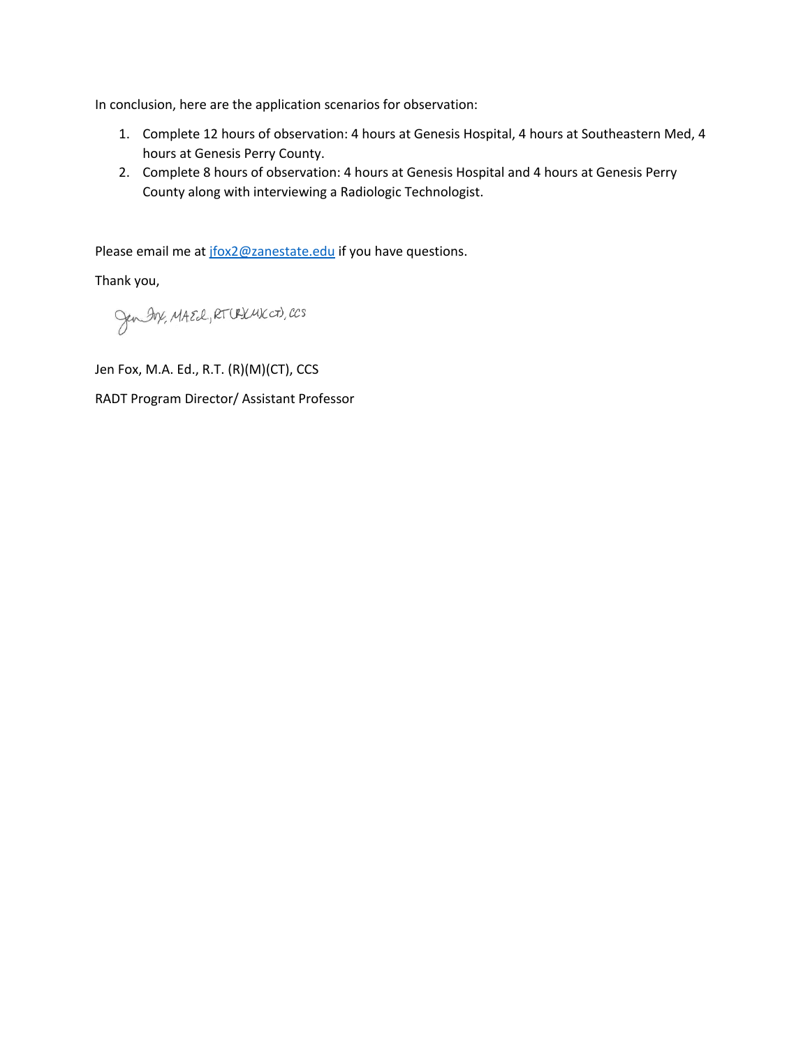In conclusion, here are the application scenarios for observation:

1. Complete 12 hours of observation: 4 hours at Genesis Hospital, 4 hours at Southeastern Med, 4 hours at Genesis Perry County.
2. Complete 8 hours of observation: 4 hours at Genesis Hospital and 4 hours at Genesis Perry County along with interviewing a Radiologic Technologist.

Please email me at [jfox2@zanestate.edu](mailto:jfox2@zanestate.edu) if you have questions.

Thank you,

Jen Fox, MAEd, RT(R)(M)(CT), CCS

Jen Fox, M.A. Ed., R.T. (R)(M)(CT), CCS

RADT Program Director/ Assistant Professor